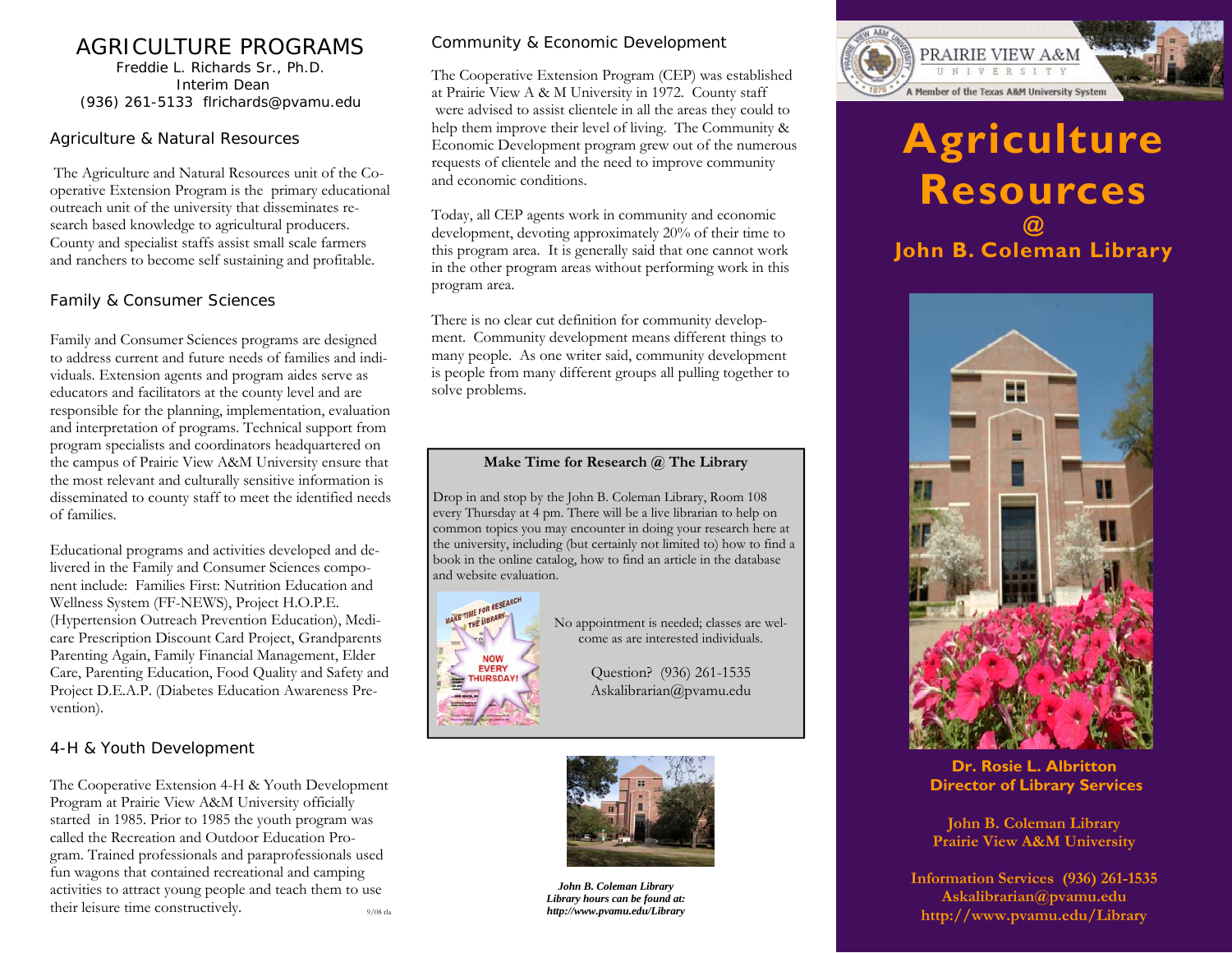# AGRICULTURE PROGRAMS

Freddie L. Richards Sr., Ph.D.
Interim Dean
(936) 261-5133 flrichards@pvamu.edu

## Agriculture & Natural Resources

The Agriculture and Natural Resources unit of the Cooperative Extension Program is the primary educational outreach unit of the university that disseminates research based knowledge to agricultural producers. County and specialist staffs assist small scale farmers and ranchers to become self sustaining and profitable.

## Family & Consumer Sciences

Family and Consumer Sciences programs are designed to address current and future needs of families and individuals. Extension agents and program aides serve as educators and facilitators at the county level and are responsible for the planning, implementation, evaluation and interpretation of programs. Technical support from program specialists and coordinators headquartered on the campus of Prairie View A&M University ensure that the most relevant and culturally sensitive information is disseminated to county staff to meet the identified needs of families.

Educational programs and activities developed and delivered in the Family and Consumer Sciences component include: Families First: Nutrition Education and Wellness System (FF-NEWS), Project H.O.P.E. (Hypertension Outreach Prevention Education), Medicare Prescription Discount Card Project, Grandparents Parenting Again, Family Financial Management, Elder Care, Parenting Education, Food Quality and Safety and Project D.E.A.P. (Diabetes Education Awareness Prevention).

## 4-H & Youth Development

The Cooperative Extension 4-H & Youth Development Program at Prairie View A&M University officially started in 1985. Prior to 1985 the youth program was called the Recreation and Outdoor Education Program. Trained professionals and paraprofessionals used fun wagons that contained recreational and camping activities to attract young people and teach them to use their leisure time constructively.

9/08 rla

## Community & Economic Development

The Cooperative Extension Program (CEP) was established at Prairie View A & M University in 1972. County staff were advised to assist clientele in all the areas they could to help them improve their level of living. The Community & Economic Development program grew out of the numerous requests of clientele and the need to improve community and economic conditions.

Today, all CEP agents work in community and economic development, devoting approximately 20% of their time to this program area. It is generally said that one cannot work in the other program areas without performing work in this program area.

There is no clear cut definition for community development. Community development means different things to many people. As one writer said, community development is people from many different groups all pulling together to solve problems.

**Make Time for Research @ The Library**

Drop in and stop by the John B. Coleman Library, Room 108 every Thursday at 4 pm. There will be a live librarian to help on common topics you may encounter in doing your research here at the university, including (but certainly not limited to) how to find a book in the online catalog, how to find an article in the database and website evaluation.

No appointment is needed; classes are welcome as are interested individuals.

Question? (936) 261-1535
Askalibrarian@pvamu.edu

***John B. Coleman Library***
***Library hours can be found at:***
***http://www.pvamu.edu/Library***

PRAIRIE VIEW A&M UNIVERSITY
A Member of the Texas A&M University System

# Agriculture Resources @ John B. Coleman Library

**Dr. Rosie L. Albritton**
**Director of Library Services**

**John B. Coleman Library**
**Prairie View A&M University**

**Information Services (936) 261-1535**
**Askalibrarian@pvamu.edu**
**http://www.pvamu.edu/Library**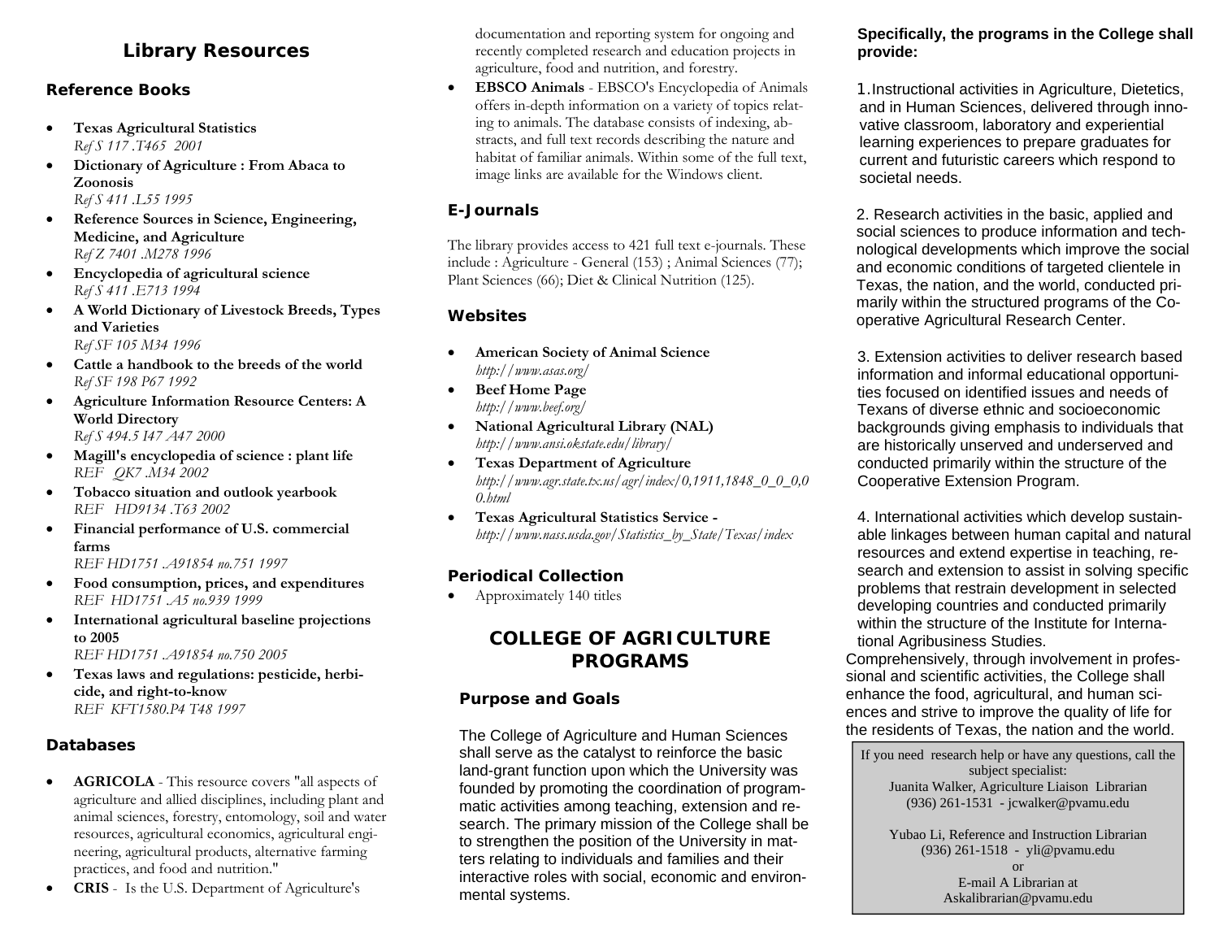## Library Resources

### Reference Books

- **Texas Agricultural Statistics**
  *Ref S 117 .T465 2001*
- **Dictionary of Agriculture : From Abaca to Zoonosis**
  *Ref S 411 .L55 1995*
- **Reference Sources in Science, Engineering, Medicine, and Agriculture**
  *Ref Z 7401 .M278 1996*
- **Encyclopedia of agricultural science**
  *Ref S 411 .E713 1994*
- **A World Dictionary of Livestock Breeds, Types and Varieties**
  *Ref SF 105 M34 1996*
- **Cattle a handbook to the breeds of the world**
  *Ref SF 198 P67 1992*
- **Agriculture Information Resource Centers: A World Directory**
  *Ref S 494.5 I47 A47 2000*
- **Magill's encyclopedia of science : plant life**
  *REF QK7 .M34 2002*
- **Tobacco situation and outlook yearbook**
  *REF HD9134 .T63 2002*
- **Financial performance of U.S. commercial farms**
  *REF HD1751 .A91854 no.751 1997*
- **Food consumption, prices, and expenditures**
  *REF HD1751 .A5 no.939 1999*
- **International agricultural baseline projections to 2005**
  *REF HD1751 .A91854 no.750 2005*
- **Texas laws and regulations: pesticide, herbicide, and right-to-know**
  *REF KFT1580.P4 T48 1997*

### Databases

- **AGRICOLA** - This resource covers "all aspects of agriculture and allied disciplines, including plant and animal sciences, forestry, entomology, soil and water resources, agricultural economics, agricultural engineering, agricultural products, alternative farming practices, and food and nutrition."
- **CRIS** - Is the U.S. Department of Agriculture's documentation and reporting system for ongoing and recently completed research and education projects in agriculture, food and nutrition, and forestry.
- **EBSCO Animals** - EBSCO's Encyclopedia of Animals offers in-depth information on a variety of topics relating to animals. The database consists of indexing, abstracts, and full text records describing the nature and habitat of familiar animals. Within some of the full text, image links are available for the Windows client.

### E-Journals

The library provides access to 421 full text e-journals. These include : Agriculture - General (153) ; Animal Sciences (77); Plant Sciences (66); Diet & Clinical Nutrition (125).

### Websites

- **American Society of Animal Science**
  *http://www.asas.org/*
- **Beef Home Page**
  *http://www.beef.org/*
- **National Agricultural Library (NAL)**
  *http://www.ansi.okstate.edu/library/*
- **Texas Department of Agriculture**
  *http://www.agr.state.tx.us/agr/index/0,1911,1848_0_0_0,00.html*
- **Texas Agricultural Statistics Service -**
  *http://www.nass.usda.gov/Statistics_by_State/Texas/index*

### Periodical Collection

- Approximately 140 titles

## COLLEGE OF AGRICULTURE PROGRAMS

### Purpose and Goals

The College of Agriculture and Human Sciences shall serve as the catalyst to reinforce the basic land-grant function upon which the University was founded by promoting the coordination of programmatic activities among teaching, extension and research. The primary mission of the College shall be to strengthen the position of the University in matters relating to individuals and families and their interactive roles with social, economic and environmental systems.

**Specifically, the programs in the College shall provide:**

1. Instructional activities in Agriculture, Dietetics, and in Human Sciences, delivered through innovative classroom, laboratory and experiential learning experiences to prepare graduates for current and futuristic careers which respond to societal needs.

2. Research activities in the basic, applied and social sciences to produce information and technological developments which improve the social and economic conditions of targeted clientele in Texas, the nation, and the world, conducted primarily within the structured programs of the Cooperative Agricultural Research Center.

3. Extension activities to deliver research based information and informal educational opportunities focused on identified issues and needs of Texans of diverse ethnic and socioeconomic backgrounds giving emphasis to individuals that are historically unserved and underserved and conducted primarily within the structure of the Cooperative Extension Program.

4. International activities which develop sustainable linkages between human capital and natural resources and extend expertise in teaching, research and extension to assist in solving specific problems that restrain development in selected developing countries and conducted primarily within the structure of the Institute for International Agribusiness Studies.

Comprehensively, through involvement in professional and scientific activities, the College shall enhance the food, agricultural, and human sciences and strive to improve the quality of life for the residents of Texas, the nation and the world.

If you need research help or have any questions, call the subject specialist:
Juanita Walker, Agriculture Liaison Librarian
(936) 261-1531 - jcwalker@pvamu.edu

Yubao Li, Reference and Instruction Librarian
(936) 261-1518 - yli@pvamu.edu
or
E-mail A Librarian at
Askalibrarian@pvamu.edu